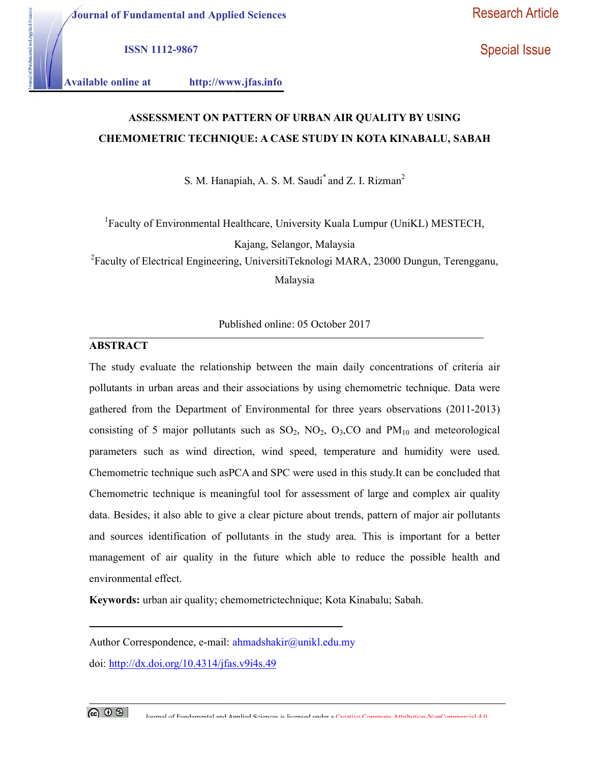Journal of Fundamental and Applied Sciences

ISSN 1112-9867

Available online at http://www.jfas.info

Research Article

Special Issue

# ASSESSMENT ON PATTERN OF URBAN AIR QUALITY BY USING CHEMOMETRIC TECHNIQUE: A CASE STUDY IN KOTA KINABALU, SABAH

S. M. Hanapiah, A. S. M. Saudi* and Z. I. Rizman[2]

[1]Faculty of Environmental Healthcare, University Kuala Lumpur (UniKL) MESTECH, Kajang, Selangor, Malaysia

[2]Faculty of Electrical Engineering, UniversitiTeknologi MARA, 23000 Dungun, Terengganu, Malaysia

Published online: 05 October 2017

## ABSTRACT

The study evaluate the relationship between the main daily concentrations of criteria air pollutants in urban areas and their associations by using chemometric technique. Data were gathered from the Department of Environmental for three years observations (2011-2013) consisting of 5 major pollutants such as $SO_2$, $NO_2$, $O_3$,CO and $PM_{10}$ and meteorological parameters such as wind direction, wind speed, temperature and humidity were used. Chemometric technique such asPCA and SPC were used in this study.It can be concluded that Chemometric technique is meaningful tool for assessment of large and complex air quality data. Besides, it also able to give a clear picture about trends, pattern of major air pollutants and sources identification of pollutants in the study area. This is important for a better management of air quality in the future which able to reduce the possible health and environmental effect.

**Keywords:** urban air quality; chemometrictechnique; Kota Kinabalu; Sabah.

Author Correspondence, e-mail: ahmadshakir@unikl.edu.my

doi: http://dx.doi.org/10.4314/jfas.v9i4s.49

Journal of Fundamental and Applied Sciences is licensed under a Creative Commons Attribution-NonCommercial 4.0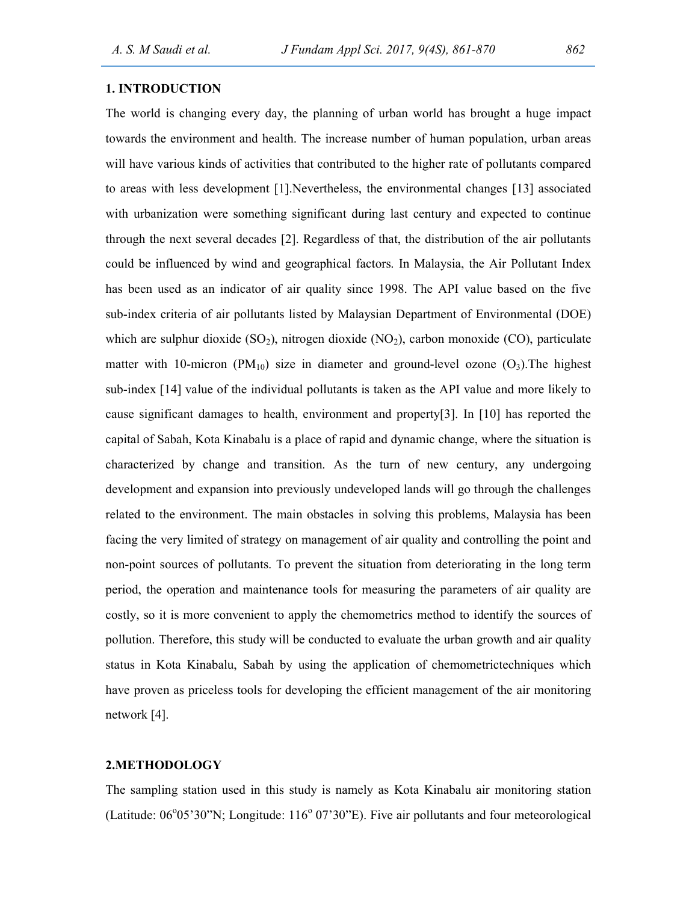## 1. INTRODUCTION

The world is changing every day, the planning of urban world has brought a huge impact towards the environment and health. The increase number of human population, urban areas will have various kinds of activities that contributed to the higher rate of pollutants compared to areas with less development [1].Nevertheless, the environmental changes [13] associated with urbanization were something significant during last century and expected to continue through the next several decades [2]. Regardless of that, the distribution of the air pollutants could be influenced by wind and geographical factors. In Malaysia, the Air Pollutant Index has been used as an indicator of air quality since 1998. The API value based on the five sub-index criteria of air pollutants listed by Malaysian Department of Environmental (DOE) which are sulphur dioxide ($SO_2$), nitrogen dioxide ($NO_2$), carbon monoxide (CO), particulate matter with 10-micron ($PM_{10}$) size in diameter and ground-level ozone ($O_3$).The highest sub-index [14] value of the individual pollutants is taken as the API value and more likely to cause significant damages to health, environment and property[3]. In [10] has reported the capital of Sabah, Kota Kinabalu is a place of rapid and dynamic change, where the situation is characterized by change and transition. As the turn of new century, any undergoing development and expansion into previously undeveloped lands will go through the challenges related to the environment. The main obstacles in solving this problems, Malaysia has been facing the very limited of strategy on management of air quality and controlling the point and non-point sources of pollutants. To prevent the situation from deteriorating in the long term period, the operation and maintenance tools for measuring the parameters of air quality are costly, so it is more convenient to apply the chemometrics method to identify the sources of pollution. Therefore, this study will be conducted to evaluate the urban growth and air quality status in Kota Kinabalu, Sabah by using the application of chemometrictechniques which have proven as priceless tools for developing the efficient management of the air monitoring network [4].

## 2.METHODOLOGY

The sampling station used in this study is namely as Kota Kinabalu air monitoring station (Latitude: 06°05'30"N; Longitude: 116° 07'30"E). Five air pollutants and four meteorological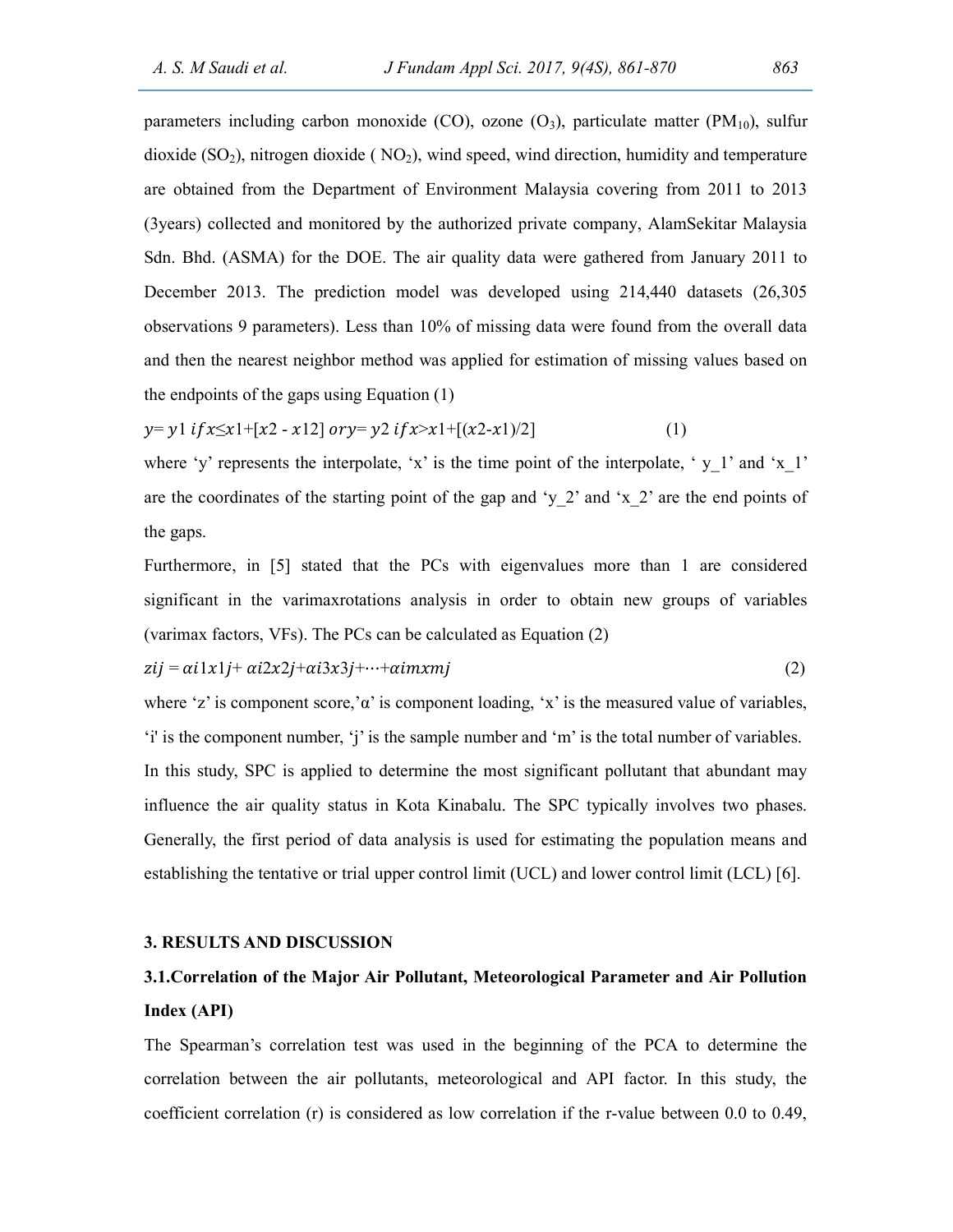parameters including carbon monoxide (CO), ozone ($O_3$), particulate matter ($PM_{10}$), sulfur dioxide ($SO_2$), nitrogen dioxide ( $NO_2$), wind speed, wind direction, humidity and temperature are obtained from the Department of Environment Malaysia covering from 2011 to 2013 (3years) collected and monitored by the authorized private company, AlamSekitar Malaysia Sdn. Bhd. (ASMA) for the DOE. The air quality data were gathered from January 2011 to December 2013. The prediction model was developed using 214,440 datasets (26,305 observations 9 parameters). Less than 10% of missing data were found from the overall data and then the nearest neighbor method was applied for estimation of missing values based on the endpoints of the gaps using Equation (1)

$$y = y1 \; if x \leq x1 + [x2 - x12] \; or y = y2 \; if x > x1 + [(x2 - x1)/2] \tag{1}$$

where 'y' represents the interpolate, 'x' is the time point of the interpolate, ' y_1' and 'x_1' are the coordinates of the starting point of the gap and 'y_2' and 'x_2' are the end points of the gaps.

Furthermore, in [5] stated that the PCs with eigenvalues more than 1 are considered significant in the varimaxrotations analysis in order to obtain new groups of variables (varimax factors, VFs). The PCs can be calculated as Equation (2)

$$zij = \alpha i1x1j + \alpha i2x2j + \alpha i3x3j + \cdots + \alpha imxmj \tag{2}$$

where 'z' is component score,'α' is component loading, 'x' is the measured value of variables, 'i' is the component number, 'j' is the sample number and 'm' is the total number of variables.

In this study, SPC is applied to determine the most significant pollutant that abundant may influence the air quality status in Kota Kinabalu. The SPC typically involves two phases. Generally, the first period of data analysis is used for estimating the population means and establishing the tentative or trial upper control limit (UCL) and lower control limit (LCL) [6].

## 3. RESULTS AND DISCUSSION

### 3.1.Correlation of the Major Air Pollutant, Meteorological Parameter and Air Pollution Index (API)

The Spearman's correlation test was used in the beginning of the PCA to determine the correlation between the air pollutants, meteorological and API factor. In this study, the coefficient correlation (r) is considered as low correlation if the r-value between 0.0 to 0.49,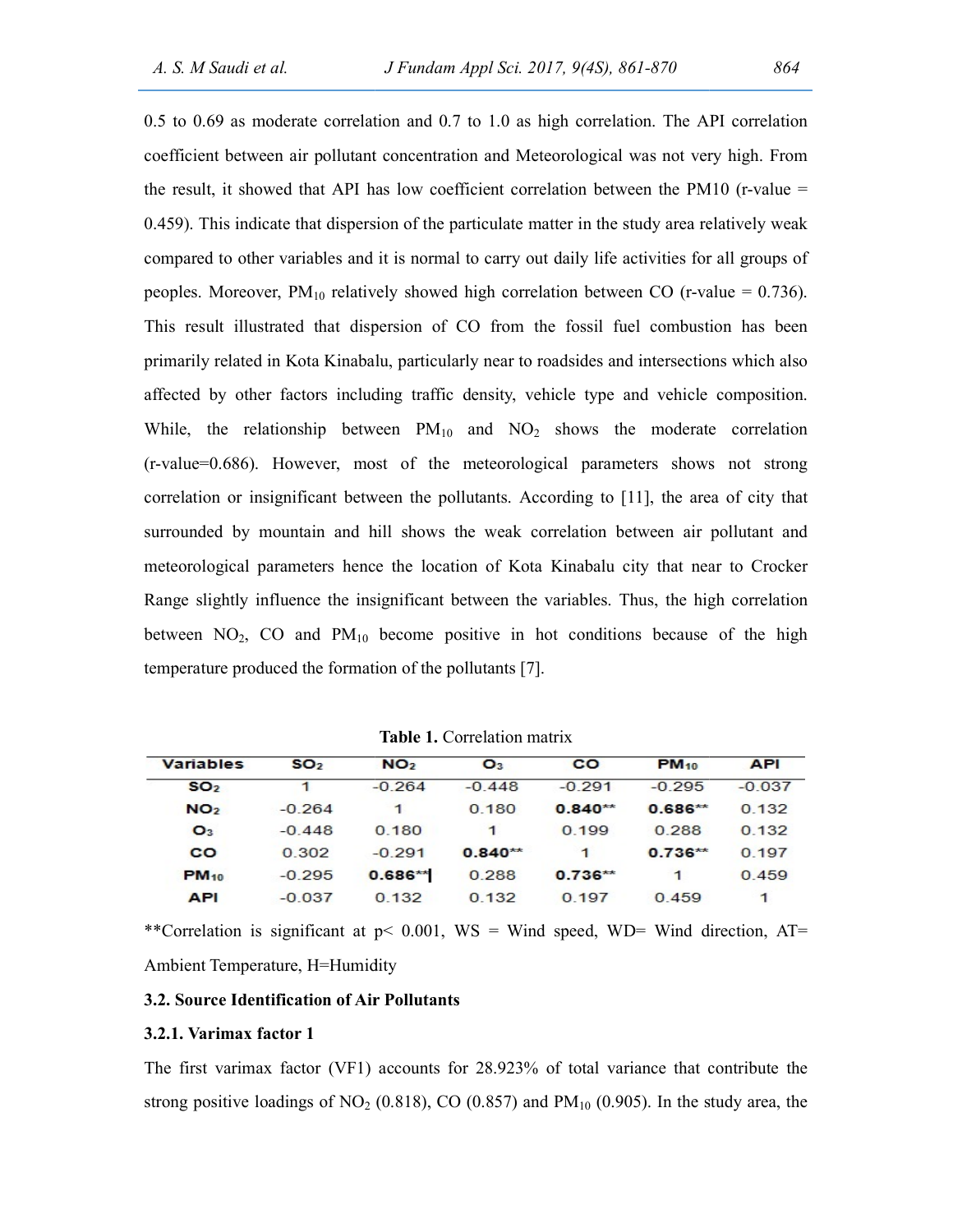0.5 to 0.69 as moderate correlation and 0.7 to 1.0 as high correlation. The API correlation coefficient between air pollutant concentration and Meteorological was not very high. From the result, it showed that API has low coefficient correlation between the PM10 (r-value = 0.459). This indicate that dispersion of the particulate matter in the study area relatively weak compared to other variables and it is normal to carry out daily life activities for all groups of peoples. Moreover, $PM_{10}$ relatively showed high correlation between CO (r-value = 0.736). This result illustrated that dispersion of CO from the fossil fuel combustion has been primarily related in Kota Kinabalu, particularly near to roadsides and intersections which also affected by other factors including traffic density, vehicle type and vehicle composition. While, the relationship between $PM_{10}$ and $NO_2$ shows the moderate correlation (r-value=0.686). However, most of the meteorological parameters shows not strong correlation or insignificant between the pollutants. According to [11], the area of city that surrounded by mountain and hill shows the weak correlation between air pollutant and meteorological parameters hence the location of Kota Kinabalu city that near to Crocker Range slightly influence the insignificant between the variables. Thus, the high correlation between $NO_2$, CO and $PM_{10}$ become positive in hot conditions because of the high temperature produced the formation of the pollutants [7].

**Table 1.** Correlation matrix

| Variables | $SO_2$ | $NO_2$ | $O_3$ | CO | $PM_{10}$ | API |
|---|---|---|---|---|---|---|
| $SO_2$ | 1 | -0.264 | -0.448 | -0.291 | -0.295 | -0.037 |
| $NO_2$ | -0.264 | 1 | 0.180 | **0.840**** | **0.686**** | 0.132 |
| $O_3$ | -0.448 | 0.180 | 1 | 0.199 | 0.288 | 0.132 |
| CO | 0.302 | -0.291 | **0.840**** | 1 | **0.736**** | 0.197 |
| $PM_{10}$ | -0.295 | **0.686**** | 0.288 | **0.736**** | 1 | 0.459 |
| API | -0.037 | 0.132 | 0.132 | 0.197 | 0.459 | 1 |

**Correlation is significant at $p < 0.001$, WS = Wind speed, WD= Wind direction, AT= Ambient Temperature, H=Humidity

### 3.2. Source Identification of Air Pollutants

#### 3.2.1. Varimax factor 1

The first varimax factor (VF1) accounts for 28.923% of total variance that contribute the strong positive loadings of $NO_2$ (0.818), CO (0.857) and $PM_{10}$ (0.905). In the study area, the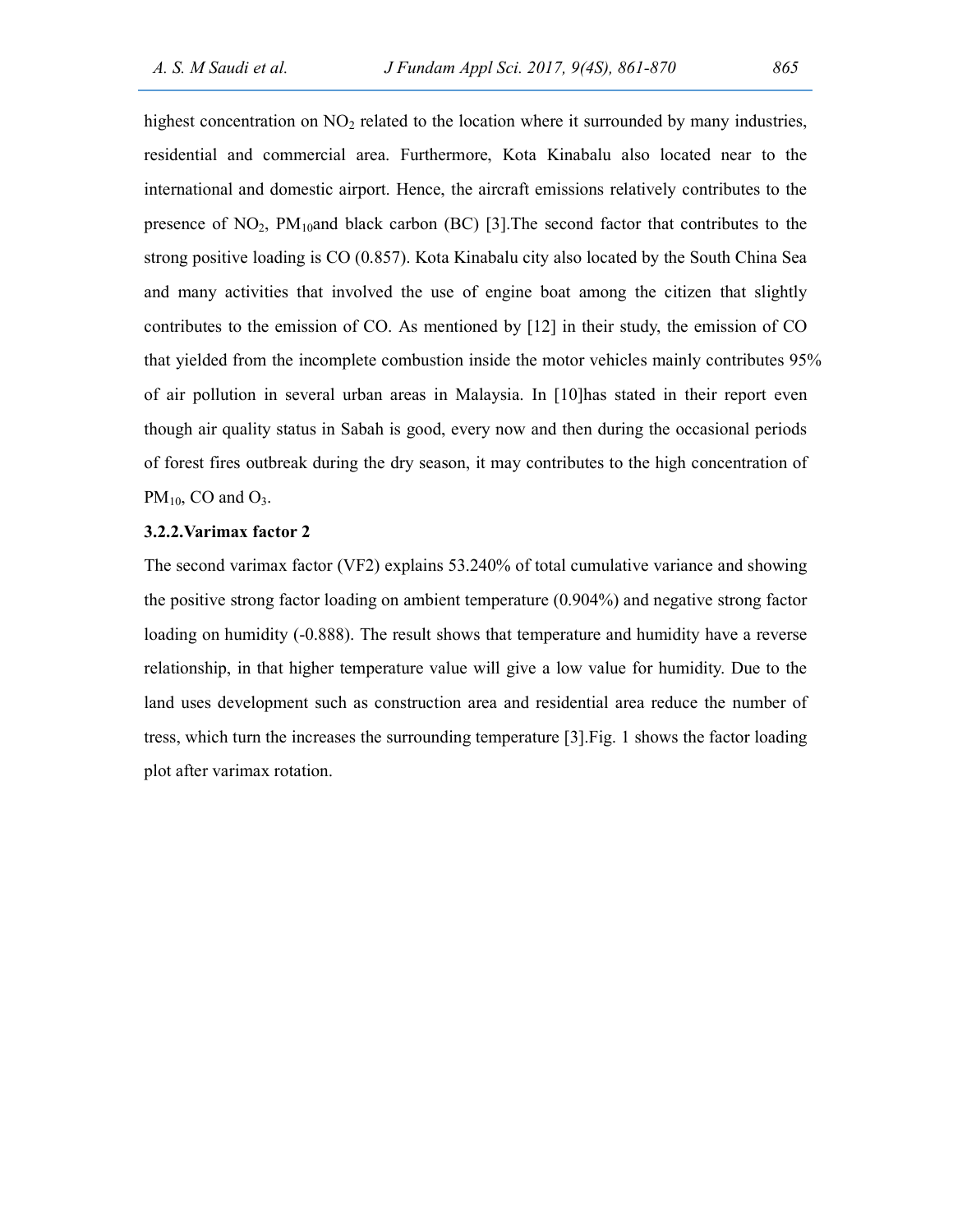highest concentration on $NO_2$ related to the location where it surrounded by many industries, residential and commercial area. Furthermore, Kota Kinabalu also located near to the international and domestic airport. Hence, the aircraft emissions relatively contributes to the presence of $NO_2$, $PM_{10}$and black carbon (BC) [3].The second factor that contributes to the strong positive loading is CO (0.857). Kota Kinabalu city also located by the South China Sea and many activities that involved the use of engine boat among the citizen that slightly contributes to the emission of CO. As mentioned by [12] in their study, the emission of CO that yielded from the incomplete combustion inside the motor vehicles mainly contributes 95% of air pollution in several urban areas in Malaysia. In [10]has stated in their report even though air quality status in Sabah is good, every now and then during the occasional periods of forest fires outbreak during the dry season, it may contributes to the high concentration of $PM_{10}$, CO and $O_3$.

### 3.2.2.Varimax factor 2

The second varimax factor (VF2) explains 53.240% of total cumulative variance and showing the positive strong factor loading on ambient temperature (0.904%) and negative strong factor loading on humidity (-0.888). The result shows that temperature and humidity have a reverse relationship, in that higher temperature value will give a low value for humidity. Due to the land uses development such as construction area and residential area reduce the number of tress, which turn the increases the surrounding temperature [3].Fig. 1 shows the factor loading plot after varimax rotation.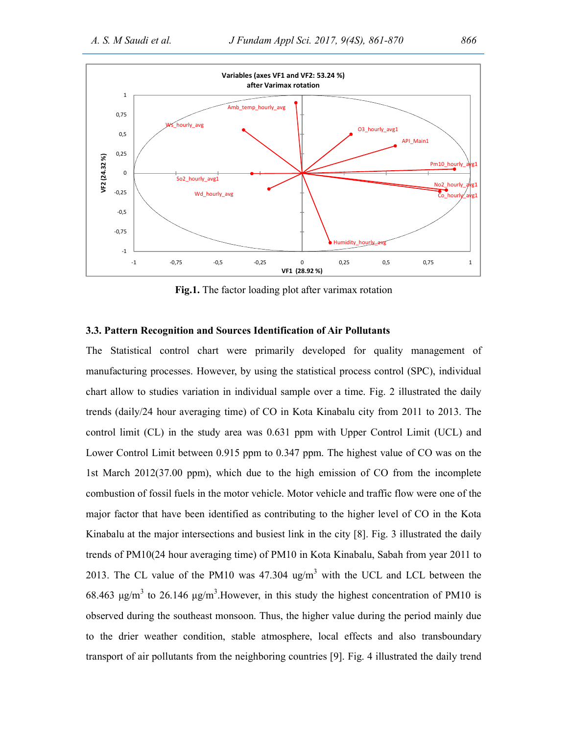Fig.1. The factor loading plot after varimax rotation

### 3.3. Pattern Recognition and Sources Identification of Air Pollutants

The Statistical control chart were primarily developed for quality management of manufacturing processes. However, by using the statistical process control (SPC), individual chart allow to studies variation in individual sample over a time. Fig. 2 illustrated the daily trends (daily/24 hour averaging time) of CO in Kota Kinabalu city from 2011 to 2013. The control limit (CL) in the study area was 0.631 ppm with Upper Control Limit (UCL) and Lower Control Limit between 0.915 ppm to 0.347 ppm. The highest value of CO was on the 1st March 2012(37.00 ppm), which due to the high emission of CO from the incomplete combustion of fossil fuels in the motor vehicle. Motor vehicle and traffic flow were one of the major factor that have been identified as contributing to the higher level of CO in the Kota Kinabalu at the major intersections and busiest link in the city [8]. Fig. 3 illustrated the daily trends of PM10(24 hour averaging time) of PM10 in Kota Kinabalu, Sabah from year 2011 to 2013. The CL value of the PM10 was 47.304 ug/m$^3$ with the UCL and LCL between the 68.463 μg/m$^3$ to 26.146 μg/m$^3$.However, in this study the highest concentration of PM10 is observed during the southeast monsoon. Thus, the higher value during the period mainly due to the drier weather condition, stable atmosphere, local effects and also transboundary transport of air pollutants from the neighboring countries [9]. Fig. 4 illustrated the daily trend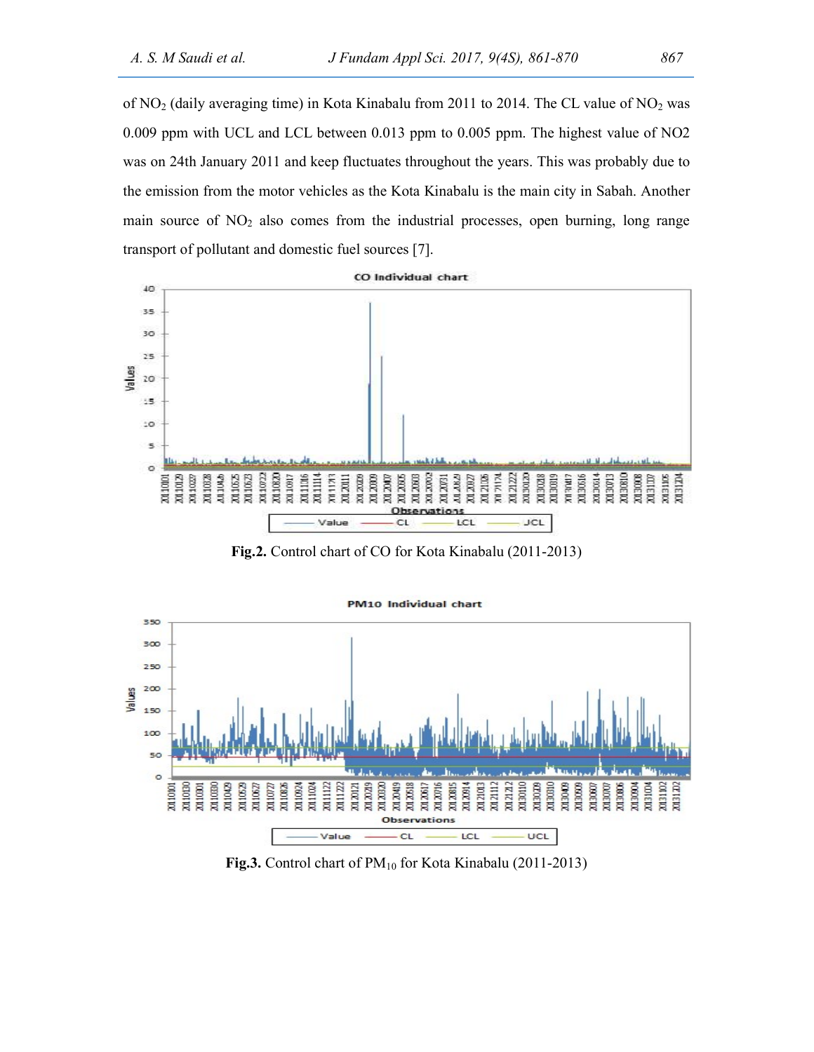of $NO_2$ (daily averaging time) in Kota Kinabalu from 2011 to 2014. The CL value of $NO_2$ was 0.009 ppm with UCL and LCL between 0.013 ppm to 0.005 ppm. The highest value of NO2 was on 24th January 2011 and keep fluctuates throughout the years. This was probably due to the emission from the motor vehicles as the Kota Kinabalu is the main city in Sabah. Another main source of $NO_2$ also comes from the industrial processes, open burning, long range transport of pollutant and domestic fuel sources [7].

**Fig.2.** Control chart of CO for Kota Kinabalu (2011-2013)

**Fig.3.** Control chart of $PM_{10}$ for Kota Kinabalu (2011-2013)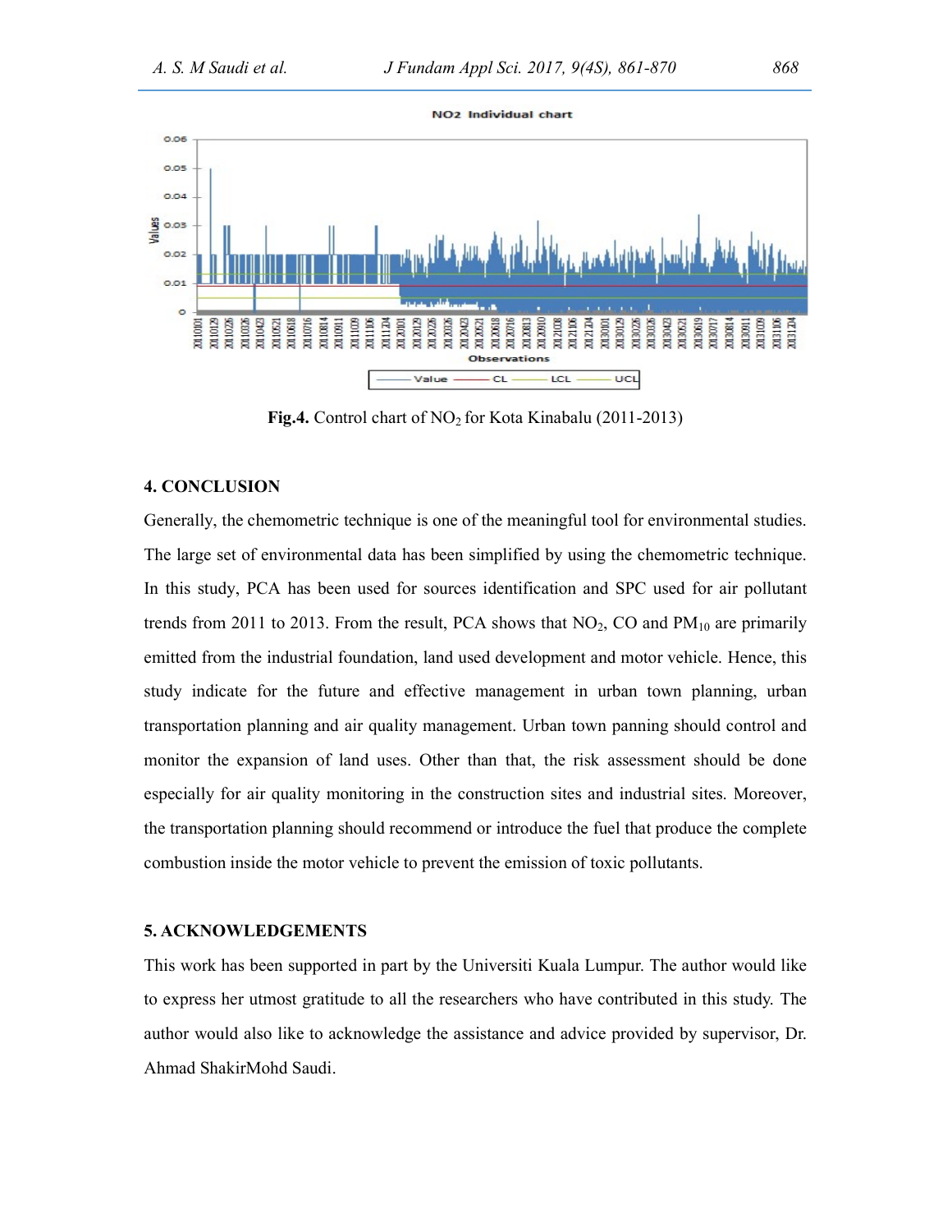**Fig.4.** Control chart of $NO_2$ for Kota Kinabalu (2011-2013)

## 4. CONCLUSION

Generally, the chemometric technique is one of the meaningful tool for environmental studies. The large set of environmental data has been simplified by using the chemometric technique. In this study, PCA has been used for sources identification and SPC used for air pollutant trends from 2011 to 2013. From the result, PCA shows that $NO_2$, CO and $PM_{10}$ are primarily emitted from the industrial foundation, land used development and motor vehicle. Hence, this study indicate for the future and effective management in urban town planning, urban transportation planning and air quality management. Urban town panning should control and monitor the expansion of land uses. Other than that, the risk assessment should be done especially for air quality monitoring in the construction sites and industrial sites. Moreover, the transportation planning should recommend or introduce the fuel that produce the complete combustion inside the motor vehicle to prevent the emission of toxic pollutants.

## 5. ACKNOWLEDGEMENTS

This work has been supported in part by the Universiti Kuala Lumpur. The author would like to express her utmost gratitude to all the researchers who have contributed in this study. The author would also like to acknowledge the assistance and advice provided by supervisor, Dr. Ahmad ShakirMohd Saudi.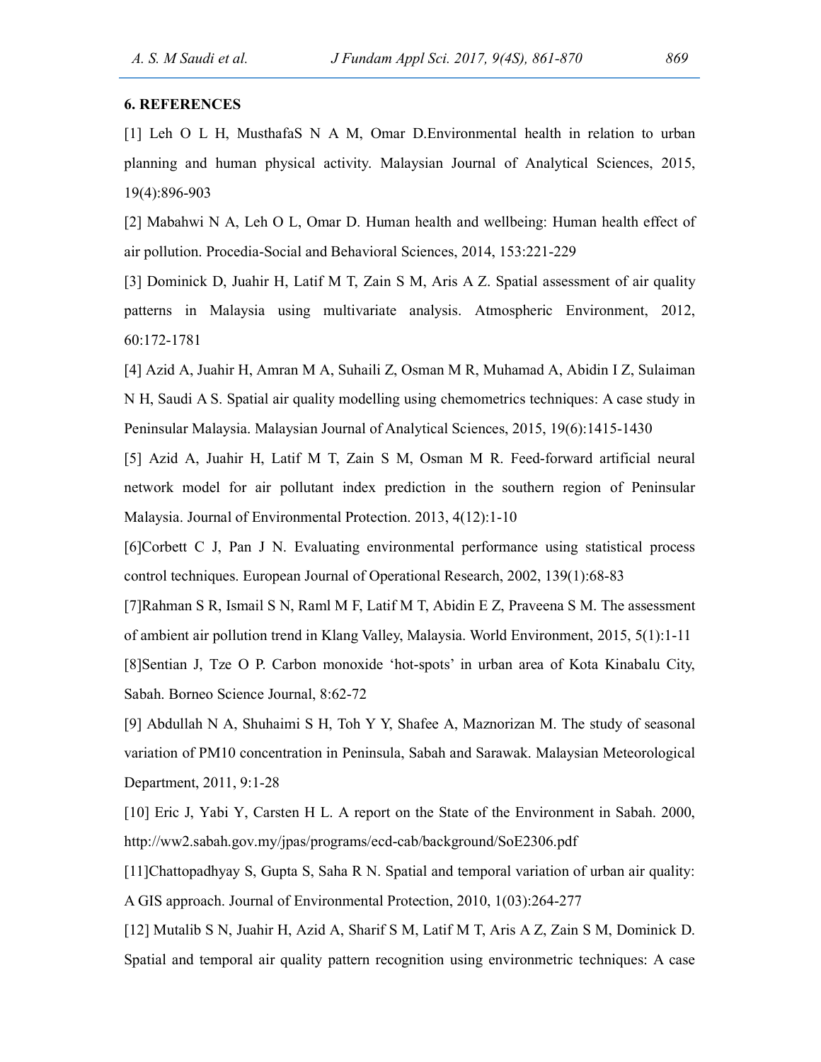## 6. REFERENCES

[1] Leh O L H, MusthafaS N A M, Omar D.Environmental health in relation to urban planning and human physical activity. Malaysian Journal of Analytical Sciences, 2015, 19(4):896-903

[2] Mabahwi N A, Leh O L, Omar D. Human health and wellbeing: Human health effect of air pollution. Procedia-Social and Behavioral Sciences, 2014, 153:221-229

[3] Dominick D, Juahir H, Latif M T, Zain S M, Aris A Z. Spatial assessment of air quality patterns in Malaysia using multivariate analysis. Atmospheric Environment, 2012, 60:172-1781

[4] Azid A, Juahir H, Amran M A, Suhaili Z, Osman M R, Muhamad A, Abidin I Z, Sulaiman N H, Saudi A S. Spatial air quality modelling using chemometrics techniques: A case study in Peninsular Malaysia. Malaysian Journal of Analytical Sciences, 2015, 19(6):1415-1430

[5] Azid A, Juahir H, Latif M T, Zain S M, Osman M R. Feed-forward artificial neural network model for air pollutant index prediction in the southern region of Peninsular Malaysia. Journal of Environmental Protection. 2013, 4(12):1-10

[6]Corbett C J, Pan J N. Evaluating environmental performance using statistical process control techniques. European Journal of Operational Research, 2002, 139(1):68-83

[7]Rahman S R, Ismail S N, Raml M F, Latif M T, Abidin E Z, Praveena S M. The assessment of ambient air pollution trend in Klang Valley, Malaysia. World Environment, 2015, 5(1):1-11

[8]Sentian J, Tze O P. Carbon monoxide 'hot-spots' in urban area of Kota Kinabalu City, Sabah. Borneo Science Journal, 8:62-72

[9] Abdullah N A, Shuhaimi S H, Toh Y Y, Shafee A, Maznorizan M. The study of seasonal variation of PM10 concentration in Peninsula, Sabah and Sarawak. Malaysian Meteorological Department, 2011, 9:1-28

[10] Eric J, Yabi Y, Carsten H L. A report on the State of the Environment in Sabah. 2000, http://ww2.sabah.gov.my/jpas/programs/ecd-cab/background/SoE2306.pdf

[11]Chattopadhyay S, Gupta S, Saha R N. Spatial and temporal variation of urban air quality: A GIS approach. Journal of Environmental Protection, 2010, 1(03):264-277

[12] Mutalib S N, Juahir H, Azid A, Sharif S M, Latif M T, Aris A Z, Zain S M, Dominick D. Spatial and temporal air quality pattern recognition using environmetric techniques: A case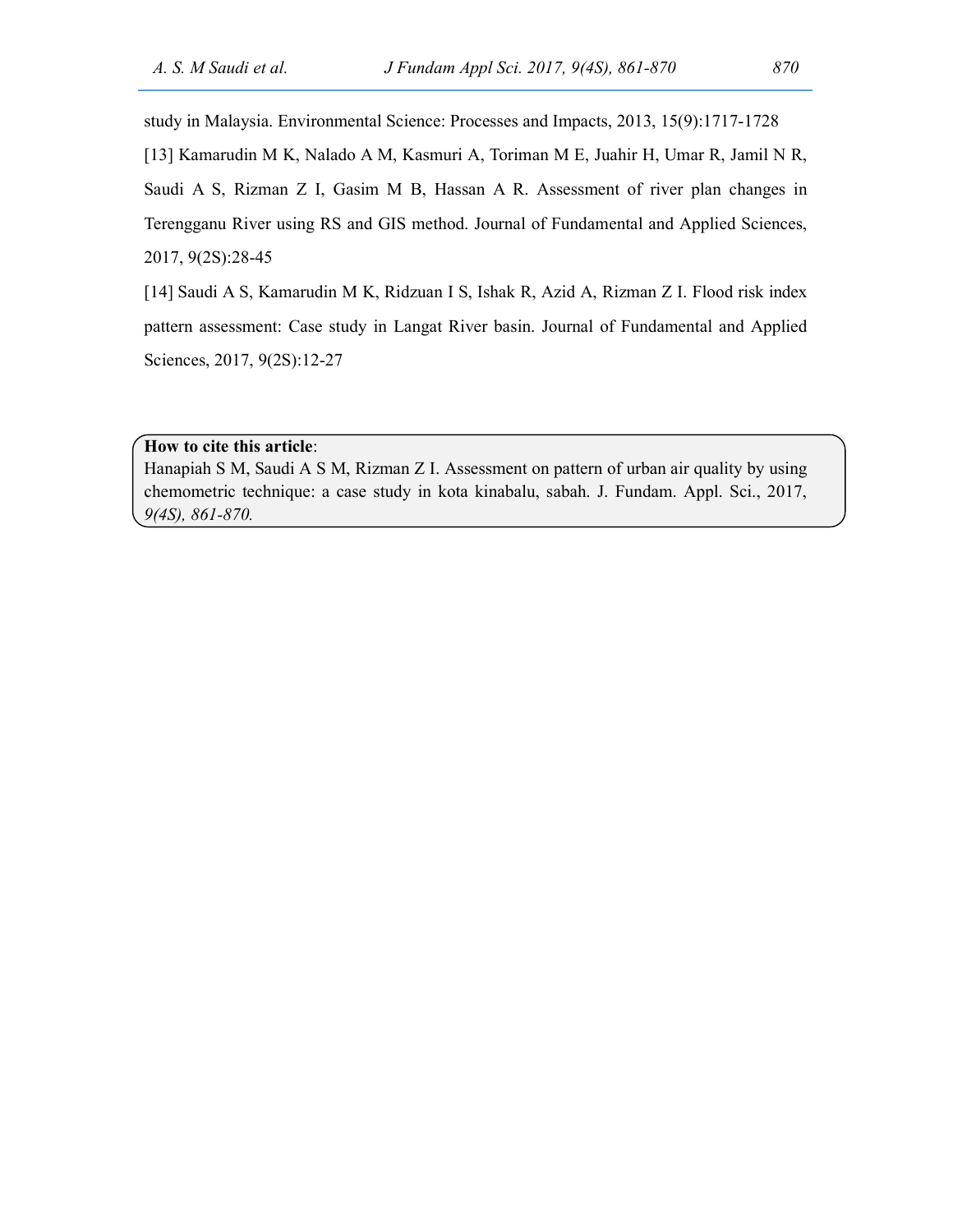study in Malaysia. Environmental Science: Processes and Impacts, 2013, 15(9):1717-1728

[13] Kamarudin M K, Nalado A M, Kasmuri A, Toriman M E, Juahir H, Umar R, Jamil N R, Saudi A S, Rizman Z I, Gasim M B, Hassan A R. Assessment of river plan changes in Terengganu River using RS and GIS method. Journal of Fundamental and Applied Sciences, 2017, 9(2S):28-45

[14] Saudi A S, Kamarudin M K, Ridzuan I S, Ishak R, Azid A, Rizman Z I. Flood risk index pattern assessment: Case study in Langat River basin. Journal of Fundamental and Applied Sciences, 2017, 9(2S):12-27

**How to cite this article**:
Hanapiah S M, Saudi A S M, Rizman Z I. Assessment on pattern of urban air quality by using chemometric technique: a case study in kota kinabalu, sabah. J. Fundam. Appl. Sci., 2017, *9(4S), 861-870.*